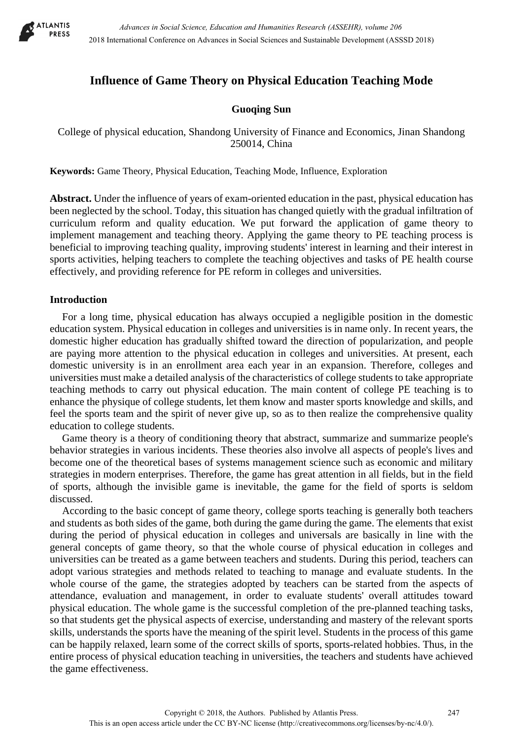# Influence of Game Theory on Physical Education Teaching Mode

**Guoqing Sun**

College of physical education, Shandong University of Finance and Economics, Jinan Shandong 250014, China

**Keywords:** Game Theory, Physical Education, Teaching Mode, Influence, Exploration

**Abstract.** Under the influence of years of exam-oriented education in the past, physical education has been neglected by the school. Today, this situation has changed quietly with the gradual infiltration of curriculum reform and quality education. We put forward the application of game theory to implement management and teaching theory. Applying the game theory to PE teaching process is beneficial to improving teaching quality, improving students' interest in learning and their interest in sports activities, helping teachers to complete the teaching objectives and tasks of PE health course effectively, and providing reference for PE reform in colleges and universities.

## Introduction

For a long time, physical education has always occupied a negligible position in the domestic education system. Physical education in colleges and universities is in name only. In recent years, the domestic higher education has gradually shifted toward the direction of popularization, and people are paying more attention to the physical education in colleges and universities. At present, each domestic university is in an enrollment area each year in an expansion. Therefore, colleges and universities must make a detailed analysis of the characteristics of college students to take appropriate teaching methods to carry out physical education. The main content of college PE teaching is to enhance the physique of college students, let them know and master sports knowledge and skills, and feel the sports team and the spirit of never give up, so as to then realize the comprehensive quality education to college students.

Game theory is a theory of conditioning theory that abstract, summarize and summarize people's behavior strategies in various incidents. These theories also involve all aspects of people's lives and become one of the theoretical bases of systems management science such as economic and military strategies in modern enterprises. Therefore, the game has great attention in all fields, but in the field of sports, although the invisible game is inevitable, the game for the field of sports is seldom discussed.

According to the basic concept of game theory, college sports teaching is generally both teachers and students as both sides of the game, both during the game during the game. The elements that exist during the period of physical education in colleges and universals are basically in line with the general concepts of game theory, so that the whole course of physical education in colleges and universities can be treated as a game between teachers and students. During this period, teachers can adopt various strategies and methods related to teaching to manage and evaluate students. In the whole course of the game, the strategies adopted by teachers can be started from the aspects of attendance, evaluation and management, in order to evaluate students' overall attitudes toward physical education. The whole game is the successful completion of the pre-planned teaching tasks, so that students get the physical aspects of exercise, understanding and mastery of the relevant sports skills, understands the sports have the meaning of the spirit level. Students in the process of this game can be happily relaxed, learn some of the correct skills of sports, sports-related hobbies. Thus, in the entire process of physical education teaching in universities, the teachers and students have achieved the game effectiveness.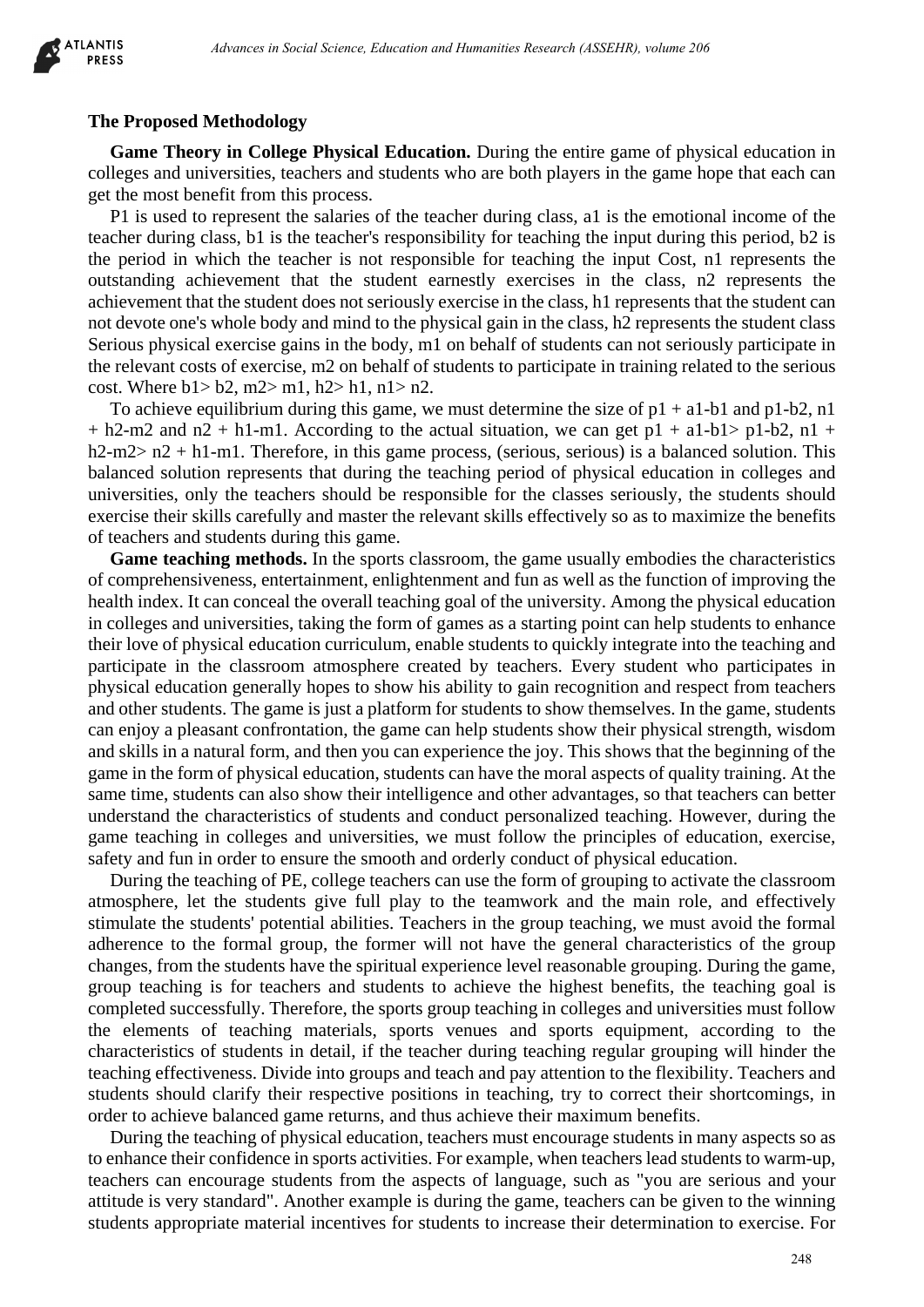## The Proposed Methodology

**Game Theory in College Physical Education.** During the entire game of physical education in colleges and universities, teachers and students who are both players in the game hope that each can get the most benefit from this process.

$P1$ is used to represent the salaries of the teacher during class, $a1$ is the emotional income of the teacher during class, $b1$ is the teacher's responsibility for teaching the input during this period, $b2$ is the period in which the teacher is not responsible for teaching the input Cost, $n1$ represents the outstanding achievement that the student earnestly exercises in the class, $n2$ represents the achievement that the student does not seriously exercise in the class, $h1$ represents that the student can not devote one's whole body and mind to the physical gain in the class, $h2$ represents the student class Serious physical exercise gains in the body, $m1$ on behalf of students can not seriously participate in the relevant costs of exercise, $m2$ on behalf of students to participate in training related to the serious cost. Where $b1 > b2$, $m2 > m1$, $h2 > h1$, $n1 > n2$.

To achieve equilibrium during this game, we must determine the size of $p1 + a1 - b1$ and $p1 - b2$, $n1 + h2 - m2$ and $n2 + h1 - m1$. According to the actual situation, we can get $p1 + a1 - b1 > p1 - b2$, $n1 + h2 - m2 > n2 + h1 - m1$. Therefore, in this game process, (serious, serious) is a balanced solution. This balanced solution represents that during the teaching period of physical education in colleges and universities, only the teachers should be responsible for the classes seriously, the students should exercise their skills carefully and master the relevant skills effectively so as to maximize the benefits of teachers and students during this game.

**Game teaching methods.** In the sports classroom, the game usually embodies the characteristics of comprehensiveness, entertainment, enlightenment and fun as well as the function of improving the health index. It can conceal the overall teaching goal of the university. Among the physical education in colleges and universities, taking the form of games as a starting point can help students to enhance their love of physical education curriculum, enable students to quickly integrate into the teaching and participate in the classroom atmosphere created by teachers. Every student who participates in physical education generally hopes to show his ability to gain recognition and respect from teachers and other students. The game is just a platform for students to show themselves. In the game, students can enjoy a pleasant confrontation, the game can help students show their physical strength, wisdom and skills in a natural form, and then you can experience the joy. This shows that the beginning of the game in the form of physical education, students can have the moral aspects of quality training. At the same time, students can also show their intelligence and other advantages, so that teachers can better understand the characteristics of students and conduct personalized teaching. However, during the game teaching in colleges and universities, we must follow the principles of education, exercise, safety and fun in order to ensure the smooth and orderly conduct of physical education.

During the teaching of PE, college teachers can use the form of grouping to activate the classroom atmosphere, let the students give full play to the teamwork and the main role, and effectively stimulate the students' potential abilities. Teachers in the group teaching, we must avoid the formal adherence to the formal group, the former will not have the general characteristics of the group changes, from the students have the spiritual experience level reasonable grouping. During the game, group teaching is for teachers and students to achieve the highest benefits, the teaching goal is completed successfully. Therefore, the sports group teaching in colleges and universities must follow the elements of teaching materials, sports venues and sports equipment, according to the characteristics of students in detail, if the teacher during teaching regular grouping will hinder the teaching effectiveness. Divide into groups and teach and pay attention to the flexibility. Teachers and students should clarify their respective positions in teaching, try to correct their shortcomings, in order to achieve balanced game returns, and thus achieve their maximum benefits.

During the teaching of physical education, teachers must encourage students in many aspects so as to enhance their confidence in sports activities. For example, when teachers lead students to warm-up, teachers can encourage students from the aspects of language, such as "you are serious and your attitude is very standard". Another example is during the game, teachers can be given to the winning students appropriate material incentives for students to increase their determination to exercise. For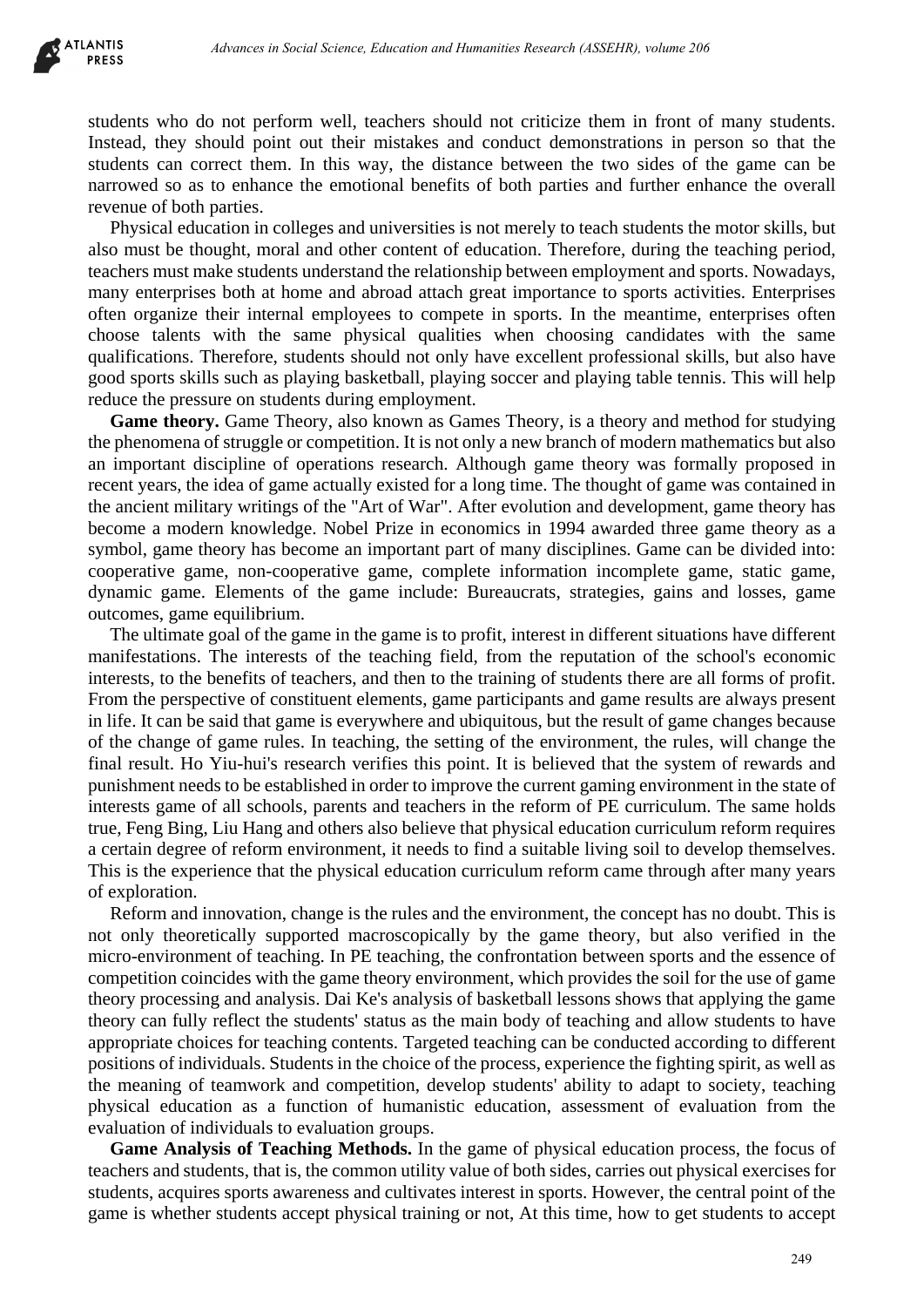students who do not perform well, teachers should not criticize them in front of many students. Instead, they should point out their mistakes and conduct demonstrations in person so that the students can correct them. In this way, the distance between the two sides of the game can be narrowed so as to enhance the emotional benefits of both parties and further enhance the overall revenue of both parties.

Physical education in colleges and universities is not merely to teach students the motor skills, but also must be thought, moral and other content of education. Therefore, during the teaching period, teachers must make students understand the relationship between employment and sports. Nowadays, many enterprises both at home and abroad attach great importance to sports activities. Enterprises often organize their internal employees to compete in sports. In the meantime, enterprises often choose talents with the same physical qualities when choosing candidates with the same qualifications. Therefore, students should not only have excellent professional skills, but also have good sports skills such as playing basketball, playing soccer and playing table tennis. This will help reduce the pressure on students during employment.

**Game theory.** Game Theory, also known as Games Theory, is a theory and method for studying the phenomena of struggle or competition. It is not only a new branch of modern mathematics but also an important discipline of operations research. Although game theory was formally proposed in recent years, the idea of game actually existed for a long time. The thought of game was contained in the ancient military writings of the "Art of War". After evolution and development, game theory has become a modern knowledge. Nobel Prize in economics in 1994 awarded three game theory as a symbol, game theory has become an important part of many disciplines. Game can be divided into: cooperative game, non-cooperative game, complete information incomplete game, static game, dynamic game. Elements of the game include: Bureaucrats, strategies, gains and losses, game outcomes, game equilibrium.

The ultimate goal of the game in the game is to profit, interest in different situations have different manifestations. The interests of the teaching field, from the reputation of the school's economic interests, to the benefits of teachers, and then to the training of students there are all forms of profit. From the perspective of constituent elements, game participants and game results are always present in life. It can be said that game is everywhere and ubiquitous, but the result of game changes because of the change of game rules. In teaching, the setting of the environment, the rules, will change the final result. Ho Yiu-hui's research verifies this point. It is believed that the system of rewards and punishment needs to be established in order to improve the current gaming environment in the state of interests game of all schools, parents and teachers in the reform of PE curriculum. The same holds true, Feng Bing, Liu Hang and others also believe that physical education curriculum reform requires a certain degree of reform environment, it needs to find a suitable living soil to develop themselves. This is the experience that the physical education curriculum reform came through after many years of exploration.

Reform and innovation, change is the rules and the environment, the concept has no doubt. This is not only theoretically supported macroscopically by the game theory, but also verified in the micro-environment of teaching. In PE teaching, the confrontation between sports and the essence of competition coincides with the game theory environment, which provides the soil for the use of game theory processing and analysis. Dai Ke's analysis of basketball lessons shows that applying the game theory can fully reflect the students' status as the main body of teaching and allow students to have appropriate choices for teaching contents. Targeted teaching can be conducted according to different positions of individuals. Students in the choice of the process, experience the fighting spirit, as well as the meaning of teamwork and competition, develop students' ability to adapt to society, teaching physical education as a function of humanistic education, assessment of evaluation from the evaluation of individuals to evaluation groups.

**Game Analysis of Teaching Methods.** In the game of physical education process, the focus of teachers and students, that is, the common utility value of both sides, carries out physical exercises for students, acquires sports awareness and cultivates interest in sports. However, the central point of the game is whether students accept physical training or not, At this time, how to get students to accept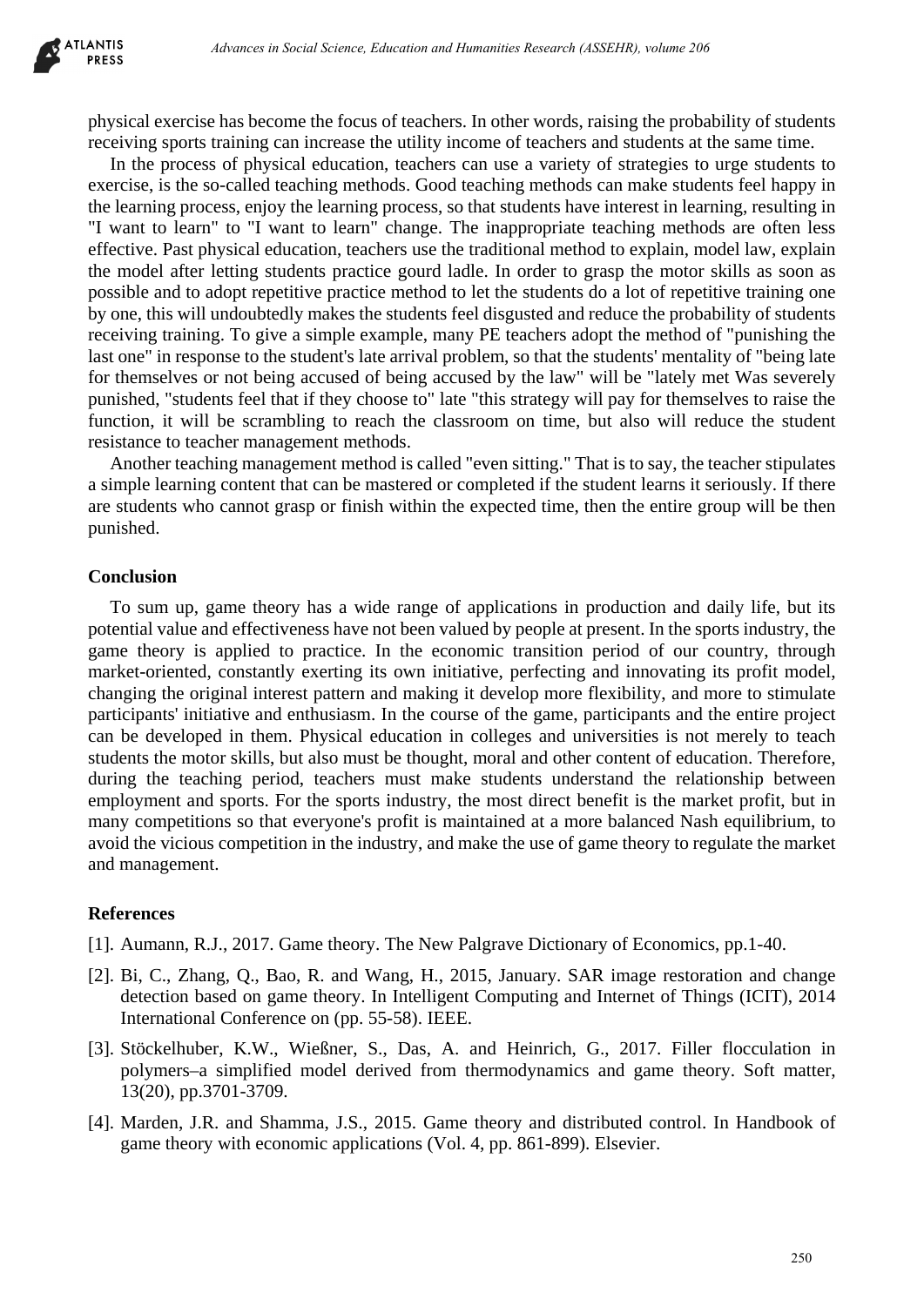physical exercise has become the focus of teachers. In other words, raising the probability of students receiving sports training can increase the utility income of teachers and students at the same time.

In the process of physical education, teachers can use a variety of strategies to urge students to exercise, is the so-called teaching methods. Good teaching methods can make students feel happy in the learning process, enjoy the learning process, so that students have interest in learning, resulting in "I want to learn" to "I want to learn" change. The inappropriate teaching methods are often less effective. Past physical education, teachers use the traditional method to explain, model law, explain the model after letting students practice gourd ladle. In order to grasp the motor skills as soon as possible and to adopt repetitive practice method to let the students do a lot of repetitive training one by one, this will undoubtedly makes the students feel disgusted and reduce the probability of students receiving training. To give a simple example, many PE teachers adopt the method of "punishing the last one" in response to the student's late arrival problem, so that the students' mentality of "being late for themselves or not being accused of being accused by the law" will be "lately met Was severely punished, "students feel that if they choose to" late "this strategy will pay for themselves to raise the function, it will be scrambling to reach the classroom on time, but also will reduce the student resistance to teacher management methods.

Another teaching management method is called "even sitting." That is to say, the teacher stipulates a simple learning content that can be mastered or completed if the student learns it seriously. If there are students who cannot grasp or finish within the expected time, then the entire group will be then punished.

## Conclusion

To sum up, game theory has a wide range of applications in production and daily life, but its potential value and effectiveness have not been valued by people at present. In the sports industry, the game theory is applied to practice. In the economic transition period of our country, through market-oriented, constantly exerting its own initiative, perfecting and innovating its profit model, changing the original interest pattern and making it develop more flexibility, and more to stimulate participants' initiative and enthusiasm. In the course of the game, participants and the entire project can be developed in them. Physical education in colleges and universities is not merely to teach students the motor skills, but also must be thought, moral and other content of education. Therefore, during the teaching period, teachers must make students understand the relationship between employment and sports. For the sports industry, the most direct benefit is the market profit, but in many competitions so that everyone's profit is maintained at a more balanced Nash equilibrium, to avoid the vicious competition in the industry, and make the use of game theory to regulate the market and management.

## References

[1]. Aumann, R.J., 2017. Game theory. The New Palgrave Dictionary of Economics, pp.1-40.

[2]. Bi, C., Zhang, Q., Bao, R. and Wang, H., 2015, January. SAR image restoration and change detection based on game theory. In Intelligent Computing and Internet of Things (ICIT), 2014 International Conference on (pp. 55-58). IEEE.

[3]. Stöckelhuber, K.W., Wießner, S., Das, A. and Heinrich, G., 2017. Filler flocculation in polymers–a simplified model derived from thermodynamics and game theory. Soft matter, 13(20), pp.3701-3709.

[4]. Marden, J.R. and Shamma, J.S., 2015. Game theory and distributed control. In Handbook of game theory with economic applications (Vol. 4, pp. 861-899). Elsevier.